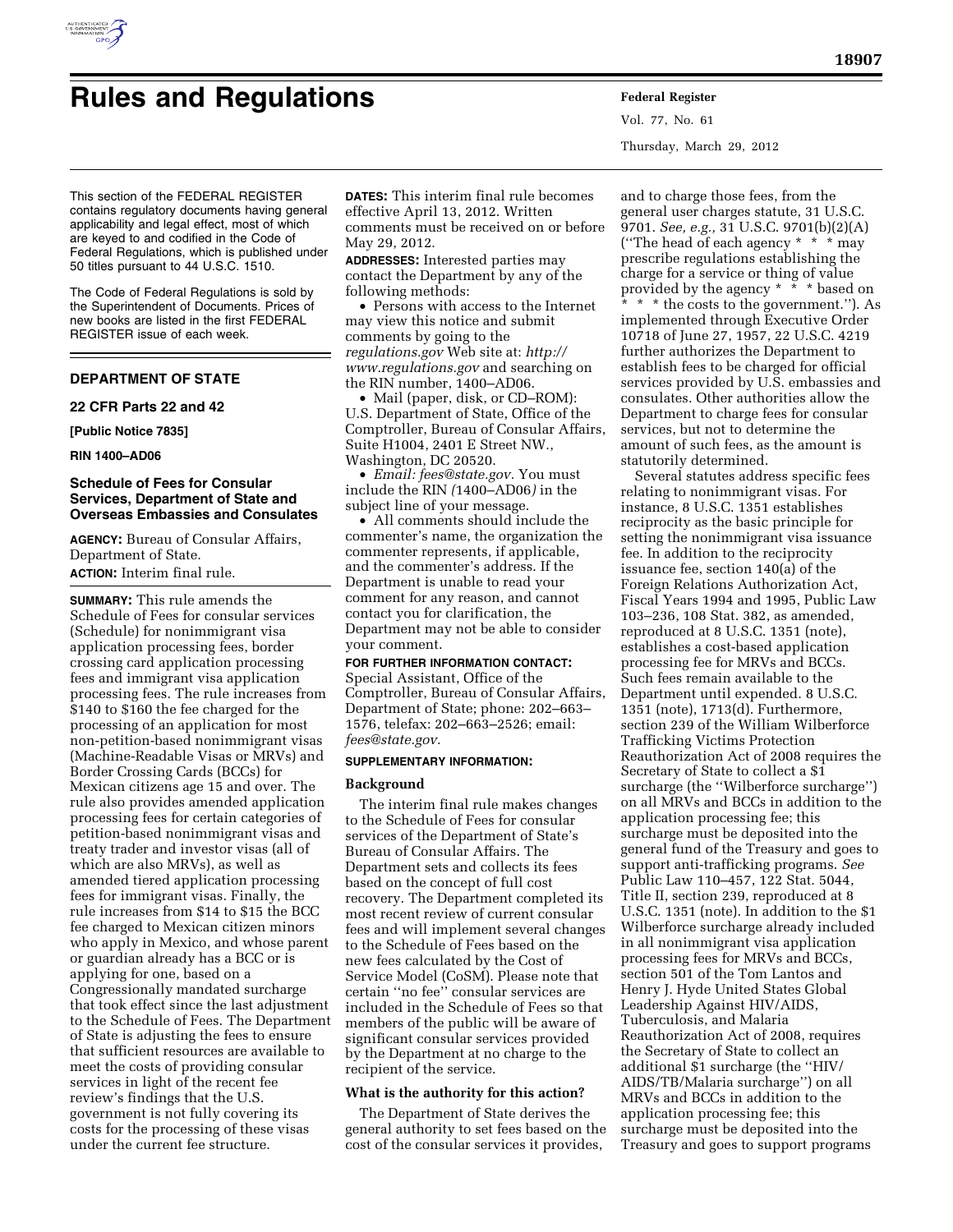# Rules and Regulations

This section of the FEDERAL REGISTER contains regulatory documents having general applicability and legal effect, most of which are keyed to and codified in the Code of Federal Regulations, which is published under 50 titles pursuant to 44 U.S.C. 1510.

The Code of Federal Regulations is sold by the Superintendent of Documents. Prices of new books are listed in the first FEDERAL REGISTER issue of each week.

## DEPARTMENT OF STATE

### 22 CFR Parts 22 and 42

**[Public Notice 7835]**

**RIN 1400–AD06**

### Schedule of Fees for Consular Services, Department of State and Overseas Embassies and Consulates

**AGENCY:** Bureau of Consular Affairs, Department of State.

**ACTION:** Interim final rule.

**SUMMARY:** This rule amends the Schedule of Fees for consular services (Schedule) for nonimmigrant visa application processing fees, border crossing card application processing fees and immigrant visa application processing fees. The rule increases from $140 to $160 the fee charged for the processing of an application for most non-petition-based nonimmigrant visas (Machine-Readable Visas or MRVs) and Border Crossing Cards (BCCs) for Mexican citizens age 15 and over. The rule also provides amended application processing fees for certain categories of petition-based nonimmigrant visas and treaty trader and investor visas (all of which are also MRVs), as well as amended tiered application processing fees for immigrant visas. Finally, the rule increases from $14 to $15 the BCC fee charged to Mexican citizen minors who apply in Mexico, and whose parent or guardian already has a BCC or is applying for one, based on a Congressionally mandated surcharge that took effect since the last adjustment to the Schedule of Fees. The Department of State is adjusting the fees to ensure that sufficient resources are available to meet the costs of providing consular services in light of the recent fee review's findings that the U.S. government is not fully covering its costs for the processing of these visas under the current fee structure.

**DATES:** This interim final rule becomes effective April 13, 2012. Written comments must be received on or before May 29, 2012.

**ADDRESSES:** Interested parties may contact the Department by any of the following methods:

- Persons with access to the Internet may view this notice and submit comments by going to the *regulations.gov* Web site at: *http://www.regulations.gov* and searching on the RIN number, 1400–AD06.
- Mail (paper, disk, or CD–ROM): U.S. Department of State, Office of the Comptroller, Bureau of Consular Affairs, Suite H1004, 2401 E Street NW., Washington, DC 20520.
- *Email: fees@state.gov.* You must include the RIN *(*1400–AD06*)* in the subject line of your message.
- All comments should include the commenter's name, the organization the commenter represents, if applicable, and the commenter's address. If the Department is unable to read your comment for any reason, and cannot contact you for clarification, the Department may not be able to consider your comment.

**FOR FURTHER INFORMATION CONTACT:** Special Assistant, Office of the Comptroller, Bureau of Consular Affairs, Department of State; phone: 202–663–1576, telefax: 202–663–2526; email: *fees@state.gov.*

**SUPPLEMENTARY INFORMATION:**

#### Background

The interim final rule makes changes to the Schedule of Fees for consular services of the Department of State's Bureau of Consular Affairs. The Department sets and collects its fees based on the concept of full cost recovery. The Department completed its most recent review of current consular fees and will implement several changes to the Schedule of Fees based on the new fees calculated by the Cost of Service Model (CoSM). Please note that certain ''no fee'' consular services are included in the Schedule of Fees so that members of the public will be aware of significant consular services provided by the Department at no charge to the recipient of the service.

#### What is the authority for this action?

The Department of State derives the general authority to set fees based on the cost of the consular services it provides, and to charge those fees, from the general user charges statute, 31 U.S.C. 9701. *See, e.g.,* 31 U.S.C. 9701(b)(2)(A) (''The head of each agency * * * may prescribe regulations establishing the charge for a service or thing of value provided by the agency * * * based on * * * the costs to the government.''). As implemented through Executive Order 10718 of June 27, 1957, 22 U.S.C. 4219 further authorizes the Department to establish fees to be charged for official services provided by U.S. embassies and consulates. Other authorities allow the Department to charge fees for consular services, but not to determine the amount of such fees, as the amount is statutorily determined.

Several statutes address specific fees relating to nonimmigrant visas. For instance, 8 U.S.C. 1351 establishes reciprocity as the basic principle for setting the nonimmigrant visa issuance fee. In addition to the reciprocity issuance fee, section 140(a) of the Foreign Relations Authorization Act, Fiscal Years 1994 and 1995, Public Law 103–236, 108 Stat. 382, as amended, reproduced at 8 U.S.C. 1351 (note), establishes a cost-based application processing fee for MRVs and BCCs. Such fees remain available to the Department until expended. 8 U.S.C. 1351 (note), 1713(d). Furthermore, section 239 of the William Wilberforce Trafficking Victims Protection Reauthorization Act of 2008 requires the Secretary of State to collect a $1 surcharge (the ''Wilberforce surcharge'') on all MRVs and BCCs in addition to the application processing fee; this surcharge must be deposited into the general fund of the Treasury and goes to support anti-trafficking programs. *See* Public Law 110–457, 122 Stat. 5044, Title II, section 239, reproduced at 8 U.S.C. 1351 (note). In addition to the $1 Wilberforce surcharge already included in all nonimmigrant visa application processing fees for MRVs and BCCs, section 501 of the Tom Lantos and Henry J. Hyde United States Global Leadership Against HIV/AIDS, Tuberculosis, and Malaria Reauthorization Act of 2008, requires the Secretary of State to collect an additional $1 surcharge (the ''HIV/AIDS/TB/Malaria surcharge'') on all MRVs and BCCs in addition to the application processing fee; this surcharge must be deposited into the Treasury and goes to support programs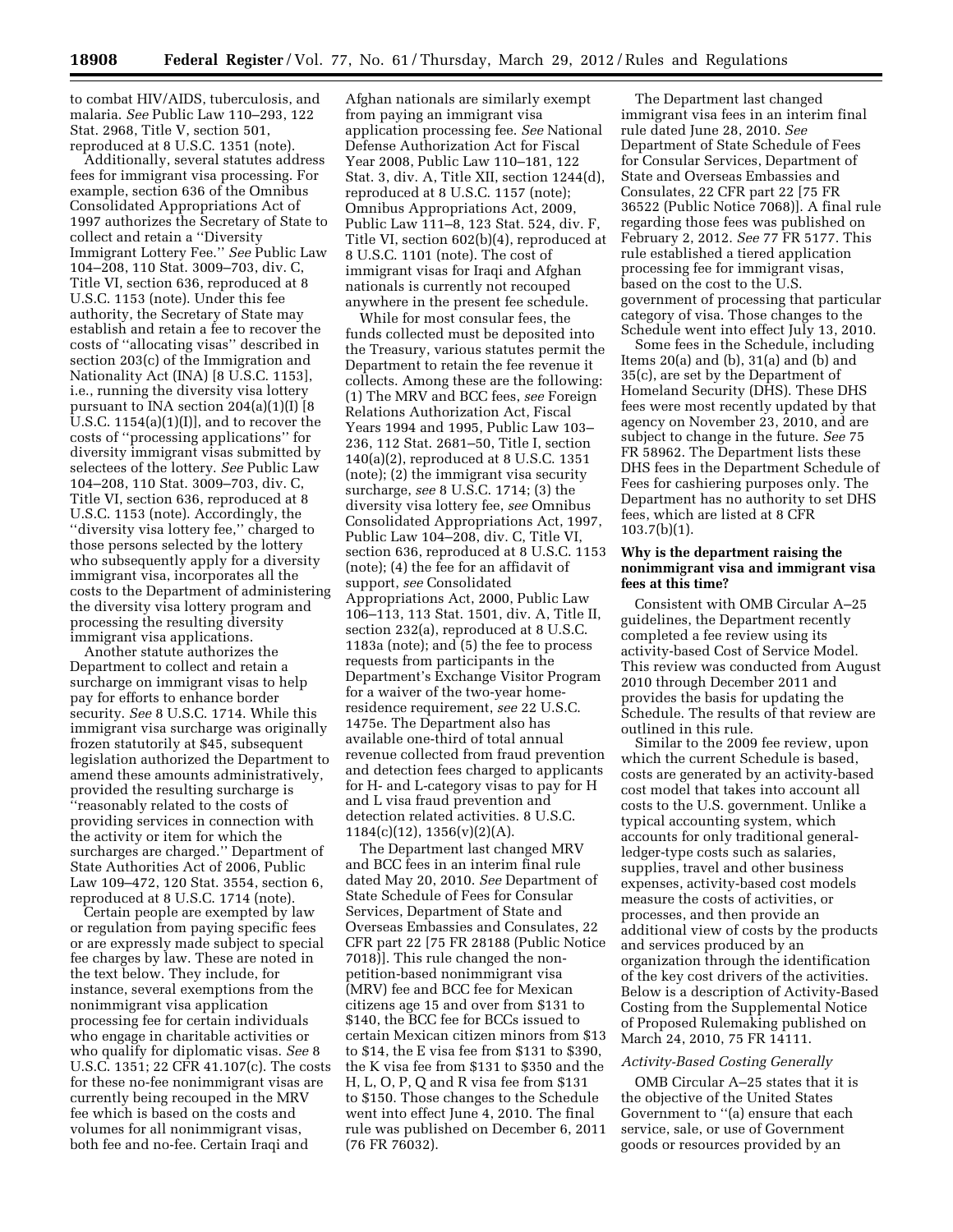to combat HIV/AIDS, tuberculosis, and malaria. *See* Public Law 110–293, 122 Stat. 2968, Title V, section 501, reproduced at 8 U.S.C. 1351 (note).

Additionally, several statutes address fees for immigrant visa processing. For example, section 636 of the Omnibus Consolidated Appropriations Act of 1997 authorizes the Secretary of State to collect and retain a ''Diversity Immigrant Lottery Fee.'' *See* Public Law 104–208, 110 Stat. 3009–703, div. C, Title VI, section 636, reproduced at 8 U.S.C. 1153 (note). Under this fee authority, the Secretary of State may establish and retain a fee to recover the costs of ''allocating visas'' described in section 203(c) of the Immigration and Nationality Act (INA) [8 U.S.C. 1153], i.e., running the diversity visa lottery pursuant to INA section 204(a)(1)(I) [8 U.S.C. 1154(a)(1)(I)], and to recover the costs of ''processing applications'' for diversity immigrant visas submitted by selectees of the lottery. *See* Public Law 104–208, 110 Stat. 3009–703, div. C, Title VI, section 636, reproduced at 8 U.S.C. 1153 (note). Accordingly, the ''diversity visa lottery fee,'' charged to those persons selected by the lottery who subsequently apply for a diversity immigrant visa, incorporates all the costs to the Department of administering the diversity visa lottery program and processing the resulting diversity immigrant visa applications.

Another statute authorizes the Department to collect and retain a surcharge on immigrant visas to help pay for efforts to enhance border security. *See* 8 U.S.C. 1714. While this immigrant visa surcharge was originally frozen statutorily at $45, subsequent legislation authorized the Department to amend these amounts administratively, provided the resulting surcharge is ''reasonably related to the costs of providing services in connection with the activity or item for which the surcharges are charged.'' Department of State Authorities Act of 2006, Public Law 109–472, 120 Stat. 3554, section 6, reproduced at 8 U.S.C. 1714 (note).

Certain people are exempted by law or regulation from paying specific fees or are expressly made subject to special fee charges by law. These are noted in the text below. They include, for instance, several exemptions from the nonimmigrant visa application processing fee for certain individuals who engage in charitable activities or who qualify for diplomatic visas. *See* 8 U.S.C. 1351; 22 CFR 41.107(c). The costs for these no-fee nonimmigrant visas are currently being recouped in the MRV fee which is based on the costs and volumes for all nonimmigrant visas, both fee and no-fee. Certain Iraqi and Afghan nationals are similarly exempt from paying an immigrant visa application processing fee. *See* National Defense Authorization Act for Fiscal Year 2008, Public Law 110–181, 122 Stat. 3, div. A, Title XII, section 1244(d), reproduced at 8 U.S.C. 1157 (note); Omnibus Appropriations Act, 2009, Public Law 111–8, 123 Stat. 524, div. F, Title VI, section 602(b)(4), reproduced at 8 U.S.C. 1101 (note). The cost of immigrant visas for Iraqi and Afghan nationals is currently not recouped anywhere in the present fee schedule.

While for most consular fees, the funds collected must be deposited into the Treasury, various statutes permit the Department to retain the fee revenue it collects. Among these are the following: (1) The MRV and BCC fees, *see* Foreign Relations Authorization Act, Fiscal Years 1994 and 1995, Public Law 103–236, 112 Stat. 2681–50, Title I, section 140(a)(2), reproduced at 8 U.S.C. 1351 (note); (2) the immigrant visa security surcharge, *see* 8 U.S.C. 1714; (3) the diversity visa lottery fee, *see* Omnibus Consolidated Appropriations Act, 1997, Public Law 104–208, div. C, Title VI, section 636, reproduced at 8 U.S.C. 1153 (note); (4) the fee for an affidavit of support, *see* Consolidated Appropriations Act, 2000, Public Law 106–113, 113 Stat. 1501, div. A, Title II, section 232(a), reproduced at 8 U.S.C. 1183a (note); and (5) the fee to process requests from participants in the Department's Exchange Visitor Program for a waiver of the two-year home-residence requirement, *see* 22 U.S.C. 1475e. The Department also has available one-third of total annual revenue collected from fraud prevention and detection fees charged to applicants for H- and L-category visas to pay for H and L visa fraud prevention and detection related activities. 8 U.S.C. 1184(c)(12), 1356(v)(2)(A).

The Department last changed MRV and BCC fees in an interim final rule dated May 20, 2010. *See* Department of State Schedule of Fees for Consular Services, Department of State and Overseas Embassies and Consulates, 22 CFR part 22 [75 FR 28188 (Public Notice 7018)]. This rule changed the non-petition-based nonimmigrant visa (MRV) fee and BCC fee for Mexican citizens age 15 and over from $131 to $140, the BCC fee for BCCs issued to certain Mexican citizen minors from $13 to $14, the E visa fee from $131 to $390, the K visa fee from $131 to $350 and the H, L, O, P, Q and R visa fee from $131 to $150. Those changes to the Schedule went into effect June 4, 2010. The final rule was published on December 6, 2011 (76 FR 76032).

The Department last changed immigrant visa fees in an interim final rule dated June 28, 2010. *See* Department of State Schedule of Fees for Consular Services, Department of State and Overseas Embassies and Consulates, 22 CFR part 22 [75 FR 36522 (Public Notice 7068)]. A final rule regarding those fees was published on February 2, 2012. *See* 77 FR 5177. This rule established a tiered application processing fee for immigrant visas, based on the cost to the U.S. government of processing that particular category of visa. Those changes to the Schedule went into effect July 13, 2010.

Some fees in the Schedule, including Items 20(a) and (b), 31(a) and (b) and 35(c), are set by the Department of Homeland Security (DHS). These DHS fees were most recently updated by that agency on November 23, 2010, and are subject to change in the future. *See* 75 FR 58962. The Department lists these DHS fees in the Department Schedule of Fees for cashiering purposes only. The Department has no authority to set DHS fees, which are listed at 8 CFR 103.7(b)(1).

**Why is the department raising the nonimmigrant visa and immigrant visa fees at this time?**

Consistent with OMB Circular A–25 guidelines, the Department recently completed a fee review using its activity-based Cost of Service Model. This review was conducted from August 2010 through December 2011 and provides the basis for updating the Schedule. The results of that review are outlined in this rule.

Similar to the 2009 fee review, upon which the current Schedule is based, costs are generated by an activity-based cost model that takes into account all costs to the U.S. government. Unlike a typical accounting system, which accounts for only traditional general-ledger-type costs such as salaries, supplies, travel and other business expenses, activity-based cost models measure the costs of activities, or processes, and then provide an additional view of costs by the products and services produced by an organization through the identification of the key cost drivers of the activities. Below is a description of Activity-Based Costing from the Supplemental Notice of Proposed Rulemaking published on March 24, 2010, 75 FR 14111.

*Activity-Based Costing Generally*

OMB Circular A–25 states that it is the objective of the United States Government to ''(a) ensure that each service, sale, or use of Government goods or resources provided by an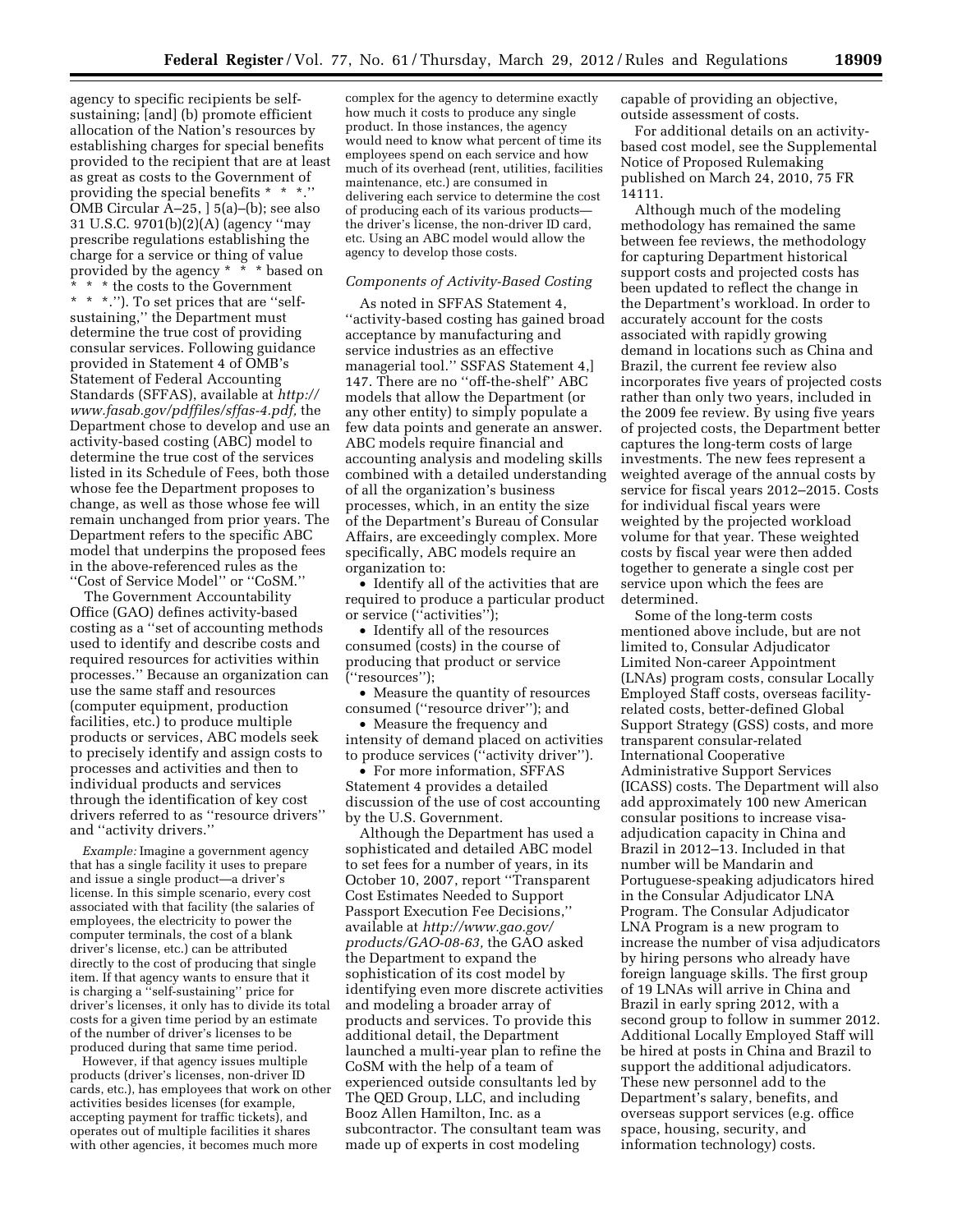agency to specific recipients be self-sustaining; [and] (b) promote efficient allocation of the Nation's resources by establishing charges for special benefits provided to the recipient that are at least as great as costs to the Government of providing the special benefits * * *.'' OMB Circular A–25, ] 5(a)–(b); see also 31 U.S.C. 9701(b)(2)(A) (agency ''may prescribe regulations establishing the charge for a service or thing of value provided by the agency * * * based on * * * the costs to the Government * * *.''). To set prices that are ''self-sustaining,'' the Department must determine the true cost of providing consular services. Following guidance provided in Statement 4 of OMB's Statement of Federal Accounting Standards (SFFAS), available at *http://www.fasab.gov/pdffiles/sffas-4.pdf,* the Department chose to develop and use an activity-based costing (ABC) model to determine the true cost of the services listed in its Schedule of Fees, both those whose fee the Department proposes to change, as well as those whose fee will remain unchanged from prior years. The Department refers to the specific ABC model that underpins the proposed fees in the above-referenced rules as the ''Cost of Service Model'' or ''CoSM.''

The Government Accountability Office (GAO) defines activity-based costing as a ''set of accounting methods used to identify and describe costs and required resources for activities within processes.'' Because an organization can use the same staff and resources (computer equipment, production facilities, etc.) to produce multiple products or services, ABC models seek to precisely identify and assign costs to processes and activities and then to individual products and services through the identification of key cost drivers referred to as ''resource drivers'' and ''activity drivers.''

*Example:* Imagine a government agency that has a single facility it uses to prepare and issue a single product—a driver's license. In this simple scenario, every cost associated with that facility (the salaries of employees, the electricity to power the computer terminals, the cost of a blank driver's license, etc.) can be attributed directly to the cost of producing that single item. If that agency wants to ensure that it is charging a ''self-sustaining'' price for driver's licenses, it only has to divide its total costs for a given time period by an estimate of the number of driver's licenses to be produced during that same time period.

However, if that agency issues multiple products (driver's licenses, non-driver ID cards, etc.), has employees that work on other activities besides licenses (for example, accepting payment for traffic tickets), and operates out of multiple facilities it shares with other agencies, it becomes much more complex for the agency to determine exactly how much it costs to produce any single product. In those instances, the agency would need to know what percent of time its employees spend on each service and how much of its overhead (rent, utilities, facilities maintenance, etc.) are consumed in delivering each service to determine the cost of producing each of its various products—the driver's license, the non-driver ID card, etc. Using an ABC model would allow the agency to develop those costs.

### *Components of Activity-Based Costing*

As noted in SFFAS Statement 4, ''activity-based costing has gained broad acceptance by manufacturing and service industries as an effective managerial tool.'' SFFAS Statement 4,] 147. There are no ''off-the-shelf'' ABC models that allow the Department (or any other entity) to simply populate a few data points and generate an answer. ABC models require financial and accounting analysis and modeling skills combined with a detailed understanding of all the organization's business processes, which, in an entity the size of the Department's Bureau of Consular Affairs, are exceedingly complex. More specifically, ABC models require an organization to:

- Identify all of the activities that are required to produce a particular product or service (''activities'');
- Identify all of the resources consumed (costs) in the course of producing that product or service (''resources'');
- Measure the quantity of resources consumed (''resource driver''); and
- Measure the frequency and intensity of demand placed on activities to produce services (''activity driver'').
- For more information, SFFAS Statement 4 provides a detailed discussion of the use of cost accounting by the U.S. Government.

Although the Department has used a sophisticated and detailed ABC model to set fees for a number of years, in its October 10, 2007, report ''Transparent Cost Estimates Needed to Support Passport Execution Fee Decisions,'' available at *http://www.gao.gov/products/GAO-08-63,* the GAO asked the Department to expand the sophistication of its cost model by identifying even more discrete activities and modeling a broader array of products and services. To provide this additional detail, the Department launched a multi-year plan to refine the CoSM with the help of a team of experienced outside consultants led by The QED Group, LLC, and including Booz Allen Hamilton, Inc. as a subcontractor. The consultant team was made up of experts in cost modeling capable of providing an objective, outside assessment of costs.

For additional details on an activity-based cost model, see the Supplemental Notice of Proposed Rulemaking published on March 24, 2010, 75 FR 14111.

Although much of the modeling methodology has remained the same between fee reviews, the methodology for capturing Department historical support costs and projected costs has been updated to reflect the change in the Department's workload. In order to accurately account for the costs associated with rapidly growing demand in locations such as China and Brazil, the current fee review also incorporates five years of projected costs rather than only two years, included in the 2009 fee review. By using five years of projected costs, the Department better captures the long-term costs of large investments. The new fees represent a weighted average of the annual costs by service for fiscal years 2012–2015. Costs for individual fiscal years were weighted by the projected workload volume for that year. These weighted costs by fiscal year were then added together to generate a single cost per service upon which the fees are determined.

Some of the long-term costs mentioned above include, but are not limited to, Consular Adjudicator Limited Non-career Appointment (LNAs) program costs, consular Locally Employed Staff costs, overseas facility-related costs, better-defined Global Support Strategy (GSS) costs, and more transparent consular-related International Cooperative Administrative Support Services (ICASS) costs. The Department will also add approximately 100 new American consular positions to increase visa-adjudication capacity in China and Brazil in 2012–13. Included in that number will be Mandarin and Portuguese-speaking adjudicators hired in the Consular Adjudicator LNA Program. The Consular Adjudicator LNA Program is a new program to increase the number of visa adjudicators by hiring persons who already have foreign language skills. The first group of 19 LNAs will arrive in China and Brazil in early spring 2012, with a second group to follow in summer 2012. Additional Locally Employed Staff will be hired at posts in China and Brazil to support the additional adjudicators. These new personnel add to the Department's salary, benefits, and overseas support services (e.g. office space, housing, security, and information technology) costs.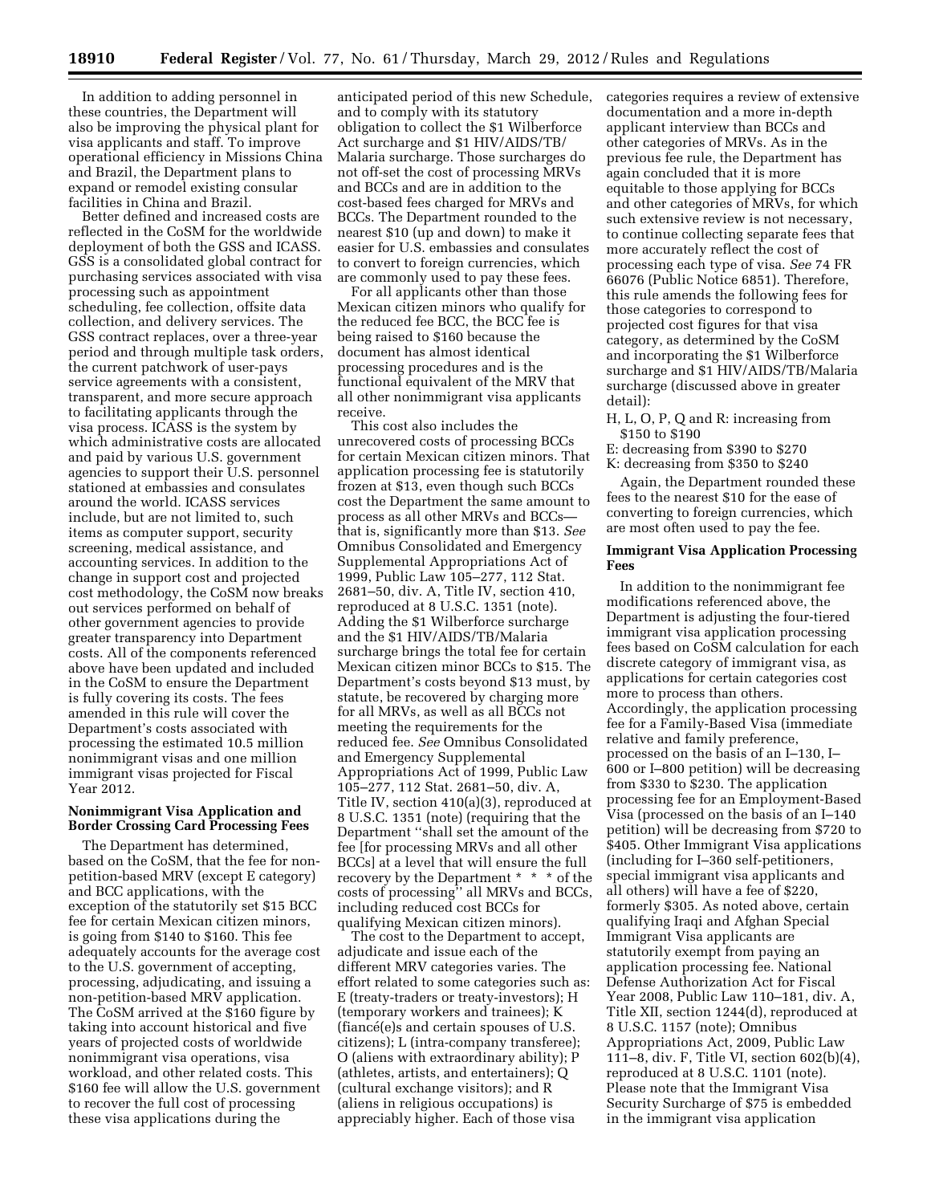In addition to adding personnel in these countries, the Department will also be improving the physical plant for visa applicants and staff. To improve operational efficiency in Missions China and Brazil, the Department plans to expand or remodel existing consular facilities in China and Brazil.

Better defined and increased costs are reflected in the CoSM for the worldwide deployment of both the GSS and ICASS. GSS is a consolidated global contract for purchasing services associated with visa processing such as appointment scheduling, fee collection, offsite data collection, and delivery services. The GSS contract replaces, over a three-year period and through multiple task orders, the current patchwork of user-pays service agreements with a consistent, transparent, and more secure approach to facilitating applicants through the visa process. ICASS is the system by which administrative costs are allocated and paid by various U.S. government agencies to support their U.S. personnel stationed at embassies and consulates around the world. ICASS services include, but are not limited to, such items as computer support, security screening, medical assistance, and accounting services. In addition to the change in support cost and projected cost methodology, the CoSM now breaks out services performed on behalf of other government agencies to provide greater transparency into Department costs. All of the components referenced above have been updated and included in the CoSM to ensure the Department is fully covering its costs. The fees amended in this rule will cover the Department's costs associated with processing the estimated 10.5 million nonimmigrant visas and one million immigrant visas projected for Fiscal Year 2012.

**Nonimmigrant Visa Application and Border Crossing Card Processing Fees**

The Department has determined, based on the CoSM, that the fee for non-petition-based MRV (except E category) and BCC applications, with the exception of the statutorily set $15 BCC fee for certain Mexican citizen minors, is going from $140 to $160. This fee adequately accounts for the average cost to the U.S. government of accepting, processing, adjudicating, and issuing a non-petition-based MRV application. The CoSM arrived at the $160 figure by taking into account historical and five years of projected costs of worldwide nonimmigrant visa operations, visa workload, and other related costs. This $160 fee will allow the U.S. government to recover the full cost of processing these visa applications during the anticipated period of this new Schedule, and to comply with its statutory obligation to collect the $1 Wilberforce Act surcharge and $1 HIV/AIDS/TB/Malaria surcharge. Those surcharges do not off-set the cost of processing MRVs and BCCs and are in addition to the cost-based fees charged for MRVs and BCCs. The Department rounded to the nearest $10 (up and down) to make it easier for U.S. embassies and consulates to convert to foreign currencies, which are commonly used to pay these fees.

For all applicants other than those Mexican citizen minors who qualify for the reduced fee BCC, the BCC fee is being raised to $160 because the document has almost identical processing procedures and is the functional equivalent of the MRV that all other nonimmigrant visa applicants receive.

This cost also includes the unrecovered costs of processing BCCs for certain Mexican citizen minors. That application processing fee is statutorily frozen at $13, even though such BCCs cost the Department the same amount to process as all other MRVs and BCCs—that is, significantly more than $13. *See* Omnibus Consolidated and Emergency Supplemental Appropriations Act of 1999, Public Law 105–277, 112 Stat. 2681–50, div. A, Title IV, section 410, reproduced at 8 U.S.C. 1351 (note). Adding the $1 Wilberforce surcharge and the $1 HIV/AIDS/TB/Malaria surcharge brings the total fee for certain Mexican citizen minor BCCs to $15. The Department's costs beyond $13 must, by statute, be recovered by charging more for all MRVs, as well as all BCCs not meeting the requirements for the reduced fee. *See* Omnibus Consolidated and Emergency Supplemental Appropriations Act of 1999, Public Law 105–277, 112 Stat. 2681–50, div. A, Title IV, section 410(a)(3), reproduced at 8 U.S.C. 1351 (note) (requiring that the Department "shall set the amount of the fee [for processing MRVs and all other BCCs] at a level that will ensure the full recovery by the Department * * * of the costs of processing" all MRVs and BCCs, including reduced cost BCCs for qualifying Mexican citizen minors).

The cost to the Department to accept, adjudicate and issue each of the different MRV categories varies. The effort related to some categories such as: E (treaty-traders or treaty-investors); H (temporary workers and trainees); K (fiancé(e)s and certain spouses of U.S. citizens); L (intra-company transferee); O (aliens with extraordinary ability); P (athletes, artists, and entertainers); Q (cultural exchange visitors); and R (aliens in religious occupations) is appreciably higher. Each of those visa categories requires a review of extensive documentation and a more in-depth applicant interview than BCCs and other categories of MRVs. As in the previous fee rule, the Department has again concluded that it is more equitable to those applying for BCCs and other categories of MRVs, for which such extensive review is not necessary, to continue collecting separate fees that more accurately reflect the cost of processing each type of visa. *See* 74 FR 66076 (Public Notice 6851). Therefore, this rule amends the following fees for those categories to correspond to projected cost figures for that visa category, as determined by the CoSM and incorporating the $1 Wilberforce surcharge and $1 HIV/AIDS/TB/Malaria surcharge (discussed above in greater detail):

H, L, O, P, Q and R: increasing from $150 to $190
E: decreasing from $390 to $270
K: decreasing from $350 to $240

Again, the Department rounded these fees to the nearest $10 for the ease of converting to foreign currencies, which are most often used to pay the fee.

**Immigrant Visa Application Processing Fees**

In addition to the nonimmigrant fee modifications referenced above, the Department is adjusting the four-tiered immigrant visa application processing fees based on CoSM calculation for each discrete category of immigrant visa, as applications for certain categories cost more to process than others. Accordingly, the application processing fee for a Family-Based Visa (immediate relative and family preference, processed on the basis of an I–130, I–600 or I–800 petition) will be decreasing from $330 to $230. The application processing fee for an Employment-Based Visa (processed on the basis of an I–140 petition) will be decreasing from $720 to $405. Other Immigrant Visa applications (including for I–360 self-petitioners, special immigrant visa applicants and all others) will have a fee of $220, formerly $305. As noted above, certain qualifying Iraqi and Afghan Special Immigrant Visa applicants are statutorily exempt from paying an application processing fee. National Defense Authorization Act for Fiscal Year 2008, Public Law 110–181, div. A, Title XII, section 1244(d), reproduced at 8 U.S.C. 1157 (note); Omnibus Appropriations Act, 2009, Public Law 111–8, div. F, Title VI, section 602(b)(4), reproduced at 8 U.S.C. 1101 (note). Please note that the Immigrant Visa Security Surcharge of $75 is embedded in the immigrant visa application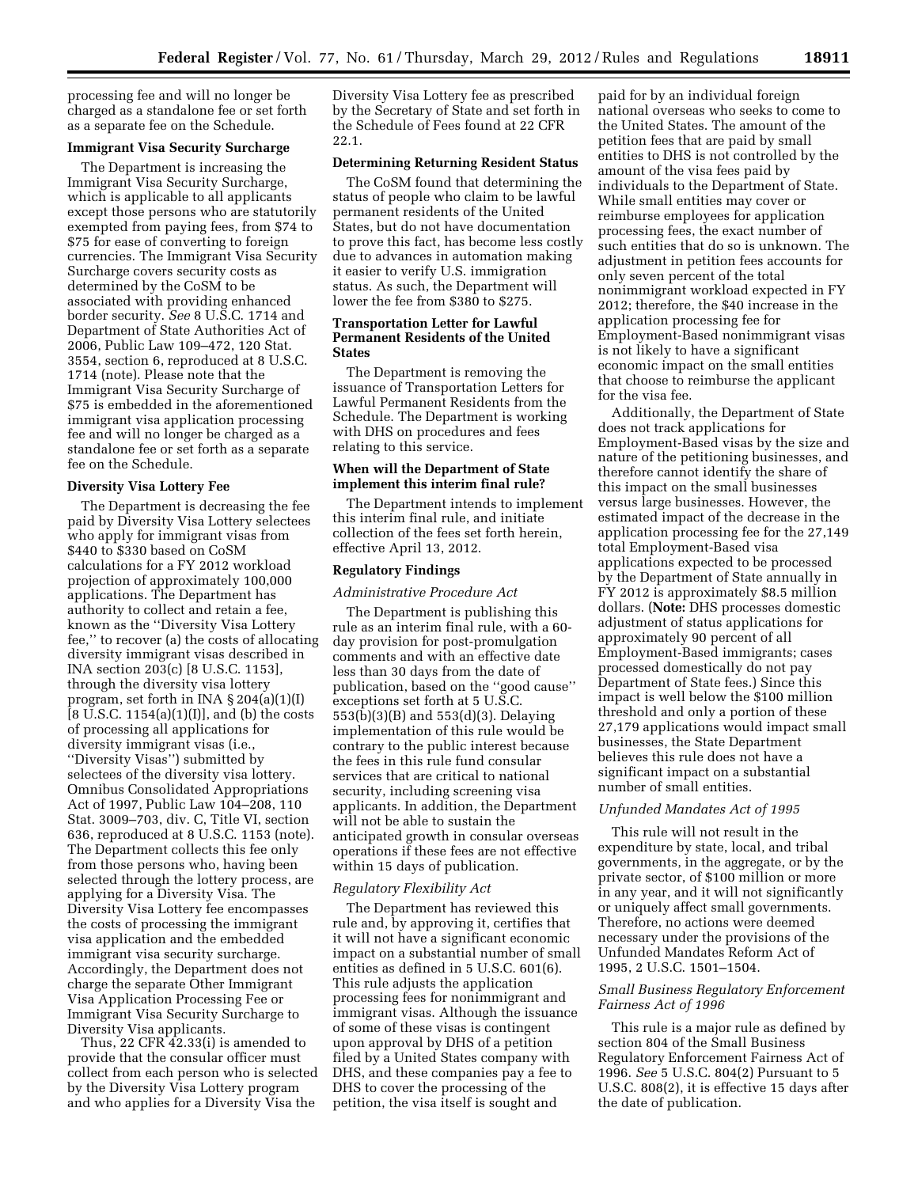processing fee and will no longer be charged as a standalone fee or set forth as a separate fee on the Schedule.

**Immigrant Visa Security Surcharge**

The Department is increasing the Immigrant Visa Security Surcharge, which is applicable to all applicants except those persons who are statutorily exempted from paying fees, from $74 to $75 for ease of converting to foreign currencies. The Immigrant Visa Security Surcharge covers security costs as determined by the CoSM to be associated with providing enhanced border security. *See* 8 U.S.C. 1714 and Department of State Authorities Act of 2006, Public Law 109–472, 120 Stat. 3554, section 6, reproduced at 8 U.S.C. 1714 (note). Please note that the Immigrant Visa Security Surcharge of $75 is embedded in the aforementioned immigrant visa application processing fee and will no longer be charged as a standalone fee or set forth as a separate fee on the Schedule.

**Diversity Visa Lottery Fee**

The Department is decreasing the fee paid by Diversity Visa Lottery selectees who apply for immigrant visas from $440 to $330 based on CoSM calculations for a FY 2012 workload projection of approximately 100,000 applications. The Department has authority to collect and retain a fee, known as the ''Diversity Visa Lottery fee,'' to recover (a) the costs of allocating diversity immigrant visas described in INA section 203(c) [8 U.S.C. 1153], through the diversity visa lottery program, set forth in INA § 204(a)(1)(I) [8 U.S.C. 1154(a)(1)(I)], and (b) the costs of processing all applications for diversity immigrant visas (i.e., ''Diversity Visas'') submitted by selectees of the diversity visa lottery. Omnibus Consolidated Appropriations Act of 1997, Public Law 104–208, 110 Stat. 3009–703, div. C, Title VI, section 636, reproduced at 8 U.S.C. 1153 (note). The Department collects this fee only from those persons who, having been selected through the lottery process, are applying for a Diversity Visa. The Diversity Visa Lottery fee encompasses the costs of processing the immigrant visa application and the embedded immigrant visa security surcharge. Accordingly, the Department does not charge the separate Other Immigrant Visa Application Processing Fee or Immigrant Visa Security Surcharge to Diversity Visa applicants.

Thus, 22 CFR 42.33(i) is amended to provide that the consular officer must collect from each person who is selected by the Diversity Visa Lottery program and who applies for a Diversity Visa the Diversity Visa Lottery fee as prescribed by the Secretary of State and set forth in the Schedule of Fees found at 22 CFR 22.1.

**Determining Returning Resident Status**

The CoSM found that determining the status of people who claim to be lawful permanent residents of the United States, but do not have documentation to prove this fact, has become less costly due to advances in automation making it easier to verify U.S. immigration status. As such, the Department will lower the fee from $380 to $275.

**Transportation Letter for Lawful Permanent Residents of the United States**

The Department is removing the issuance of Transportation Letters for Lawful Permanent Residents from the Schedule. The Department is working with DHS on procedures and fees relating to this service.

**When will the Department of State implement this interim final rule?**

The Department intends to implement this interim final rule, and initiate collection of the fees set forth herein, effective April 13, 2012.

**Regulatory Findings**

*Administrative Procedure Act*

The Department is publishing this rule as an interim final rule, with a 60-day provision for post-promulgation comments and with an effective date less than 30 days from the date of publication, based on the ''good cause'' exceptions set forth at 5 U.S.C. 553(b)(3)(B) and 553(d)(3). Delaying implementation of this rule would be contrary to the public interest because the fees in this rule fund consular services that are critical to national security, including screening visa applicants. In addition, the Department will not be able to sustain the anticipated growth in consular overseas operations if these fees are not effective within 15 days of publication.

*Regulatory Flexibility Act*

The Department has reviewed this rule and, by approving it, certifies that it will not have a significant economic impact on a substantial number of small entities as defined in 5 U.S.C. 601(6). This rule adjusts the application processing fees for nonimmigrant and immigrant visas. Although the issuance of some of these visas is contingent upon approval by DHS of a petition filed by a United States company with DHS, and these companies pay a fee to DHS to cover the processing of the petition, the visa itself is sought and paid for by an individual foreign national overseas who seeks to come to the United States. The amount of the petition fees that are paid by small entities to DHS is not controlled by the amount of the visa fees paid by individuals to the Department of State. While small entities may cover or reimburse employees for application processing fees, the exact number of such entities that do so is unknown. The adjustment in petition fees accounts for only seven percent of the total nonimmigrant workload expected in FY 2012; therefore, the $40 increase in the application processing fee for Employment-Based nonimmigrant visas is not likely to have a significant economic impact on the small entities that choose to reimburse the applicant for the visa fee.

Additionally, the Department of State does not track applications for Employment-Based visas by the size and nature of the petitioning businesses, and therefore cannot identify the share of this impact on the small businesses versus large businesses. However, the estimated impact of the decrease in the application processing fee for the 27,149 total Employment-Based visa applications expected to be processed by the Department of State annually in FY 2012 is approximately $8.5 million dollars. (**Note:** DHS processes domestic adjustment of status applications for approximately 90 percent of all Employment-Based immigrants; cases processed domestically do not pay Department of State fees.) Since this impact is well below the $100 million threshold and only a portion of these 27,179 applications would impact small businesses, the State Department believes this rule does not have a significant impact on a substantial number of small entities.

*Unfunded Mandates Act of 1995*

This rule will not result in the expenditure by state, local, and tribal governments, in the aggregate, or by the private sector, of $100 million or more in any year, and it will not significantly or uniquely affect small governments. Therefore, no actions were deemed necessary under the provisions of the Unfunded Mandates Reform Act of 1995, 2 U.S.C. 1501–1504.

*Small Business Regulatory Enforcement Fairness Act of 1996*

This rule is a major rule as defined by section 804 of the Small Business Regulatory Enforcement Fairness Act of 1996. *See* 5 U.S.C. 804(2) Pursuant to 5 U.S.C. 808(2), it is effective 15 days after the date of publication.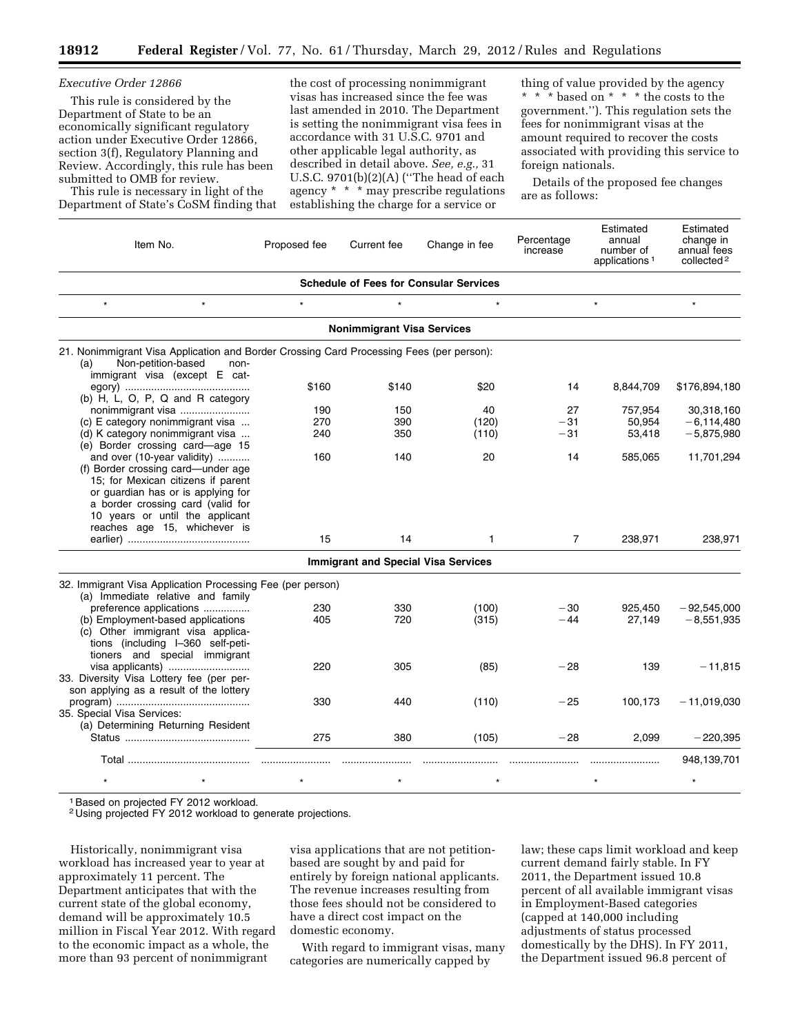*Executive Order 12866*

This rule is considered by the Department of State to be an economically significant regulatory action under Executive Order 12866, section 3(f), Regulatory Planning and Review. Accordingly, this rule has been submitted to OMB for review.

This rule is necessary in light of the Department of State's CoSM finding that the cost of processing nonimmigrant visas has increased since the fee was last amended in 2010. The Department is setting the nonimmigrant visa fees in accordance with 31 U.S.C. 9701 and other applicable legal authority, as described in detail above. *See, e.g.,* 31 U.S.C. 9701(b)(2)(A) (''The head of each agency * * * may prescribe regulations establishing the charge for a service or thing of value provided by the agency * * * based on * * * the costs to the government.''). This regulation sets the fees for nonimmigrant visas at the amount required to recover the costs associated with providing this service to foreign nationals.

Details of the proposed fee changes are as follows:

| Item No. | Proposed fee | Current fee | Change in fee | Percentage increase | Estimated annual number of applications [1] | Estimated change in annual fees collected [2] |
|---|---|---|---|---|---|---|
| **Schedule of Fees for Consular Services** | | | | | | |
| * * | * | * | * | | * | * |
| **Nonimmigrant Visa Services** | | | | | | |
| 21. Nonimmigrant Visa Application and Border Crossing Card Processing Fees (per person): | | | | | | |
| (a) Non-petition-based nonimmigrant visa (except E category) | $160 | $140 | $20 | 14 | 8,844,709 | $176,894,180 |
| (b) H, L, O, P, Q and R category nonimmigrant visa | 190 | 150 | 40 | 27 | 757,954 | 30,318,160 |
| (c) E category nonimmigrant visa | 270 | 390 | (120) | −31 | 50,954 | −6,114,480 |
| (d) K category nonimmigrant visa | 240 | 350 | (110) | −31 | 53,418 | −5,875,980 |
| (e) Border crossing card—age 15 and over (10-year validity) | 160 | 140 | 20 | 14 | 585,065 | 11,701,294 |
| (f) Border crossing card—under age 15; for Mexican citizens if parent or guardian has or is applying for a border crossing card (valid for 10 years or until the applicant reaches age 15, whichever is earlier) | 15 | 14 | 1 | 7 | 238,971 | 238,971 |
| **Immigrant and Special Visa Services** | | | | | | |
| 32. Immigrant Visa Application Processing Fee (per person) | | | | | | |
| (a) Immediate relative and family preference applications | 230 | 330 | (100) | −30 | 925,450 | −92,545,000 |
| (b) Employment-based applications | 405 | 720 | (315) | −44 | 27,149 | −8,551,935 |
| (c) Other immigrant visa applications (including I–360 self-petitioners and special immigrant visa applicants) | 220 | 305 | (85) | −28 | 139 | −11,815 |
| 33. Diversity Visa Lottery fee (per person applying as a result of the lottery program) | 330 | 440 | (110) | −25 | 100,173 | −11,019,030 |
| 35. Special Visa Services: | | | | | | |
| (a) Determining Returning Resident Status | 275 | 380 | (105) | −28 | 2,099 | −220,395 |
| Total | | | | | | 948,139,701 |
| * * | * | * | * | | * | * |

[1] Based on projected FY 2012 workload.
[2] Using projected FY 2012 workload to generate projections.

Historically, nonimmigrant visa workload has increased year to year at approximately 11 percent. The Department anticipates that with the current state of the global economy, demand will be approximately 10.5 million in Fiscal Year 2012. With regard to the economic impact as a whole, the more than 93 percent of nonimmigrant visa applications that are not petition-based are sought by and paid for entirely by foreign national applicants. The revenue increases resulting from those fees should not be considered to have a direct cost impact on the domestic economy.

With regard to immigrant visas, many categories are numerically capped by law; these caps limit workload and keep current demand fairly stable. In FY 2011, the Department issued 10.8 percent of all available immigrant visas in Employment-Based categories (capped at 140,000 including adjustments of status processed domestically by the DHS). In FY 2011, the Department issued 96.8 percent of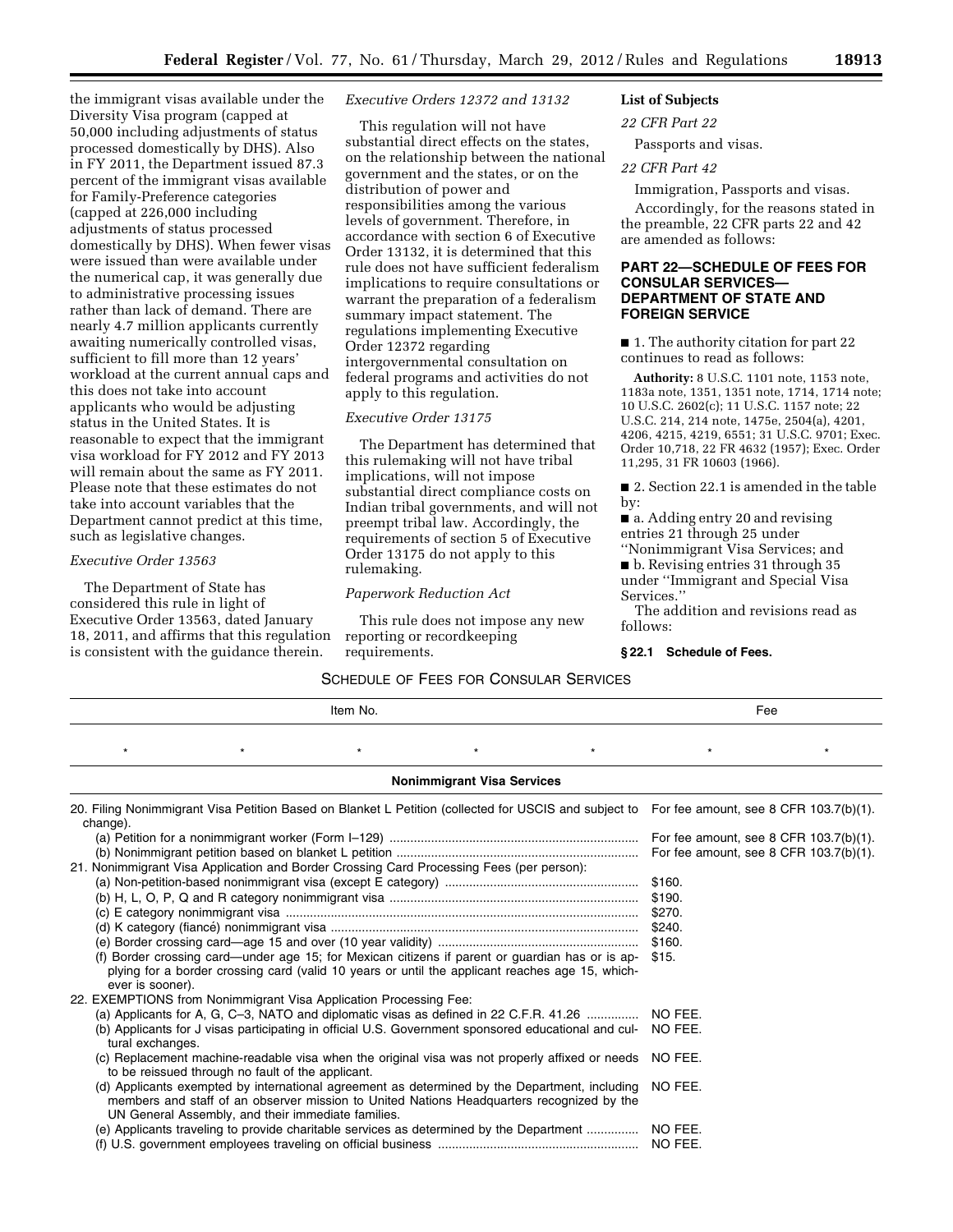the immigrant visas available under the Diversity Visa program (capped at 50,000 including adjustments of status processed domestically by DHS). Also in FY 2011, the Department issued 87.3 percent of the immigrant visas available for Family-Preference categories (capped at 226,000 including adjustments of status processed domestically by DHS). When fewer visas were issued than were available under the numerical cap, it was generally due to administrative processing issues rather than lack of demand. There are nearly 4.7 million applicants currently awaiting numerically controlled visas, sufficient to fill more than 12 years' workload at the current annual caps and this does not take into account applicants who would be adjusting status in the United States. It is reasonable to expect that the immigrant visa workload for FY 2012 and FY 2013 will remain about the same as FY 2011. Please note that these estimates do not take into account variables that the Department cannot predict at this time, such as legislative changes.

*Executive Order 13563*

The Department of State has considered this rule in light of Executive Order 13563, dated January 18, 2011, and affirms that this regulation is consistent with the guidance therein.

*Executive Orders 12372 and 13132*

This regulation will not have substantial direct effects on the states, on the relationship between the national government and the states, or on the distribution of power and responsibilities among the various levels of government. Therefore, in accordance with section 6 of Executive Order 13132, it is determined that this rule does not have sufficient federalism implications to require consultations or warrant the preparation of a federalism summary impact statement. The regulations implementing Executive Order 12372 regarding intergovernmental consultation on federal programs and activities do not apply to this regulation.

*Executive Order 13175*

The Department has determined that this rulemaking will not have tribal implications, will not impose substantial direct compliance costs on Indian tribal governments, and will not preempt tribal law. Accordingly, the requirements of section 5 of Executive Order 13175 do not apply to this rulemaking.

*Paperwork Reduction Act*

This rule does not impose any new reporting or recordkeeping requirements.

**List of Subjects**

*22 CFR Part 22*

Passports and visas.

*22 CFR Part 42*

Immigration, Passports and visas.

Accordingly, for the reasons stated in the preamble, 22 CFR parts 22 and 42 are amended as follows:

## PART 22—SCHEDULE OF FEES FOR CONSULAR SERVICES—DEPARTMENT OF STATE AND FOREIGN SERVICE

■ 1. The authority citation for part 22 continues to read as follows:

**Authority:** 8 U.S.C. 1101 note, 1153 note, 1183a note, 1351, 1351 note, 1714, 1714 note; 10 U.S.C. 2602(c); 11 U.S.C. 1157 note; 22 U.S.C. 214, 214 note, 1475e, 2504(a), 4201, 4206, 4215, 4219, 6551; 31 U.S.C. 9701; Exec. Order 10,718, 22 FR 4632 (1957); Exec. Order 11,295, 31 FR 10603 (1966).

■ 2. Section 22.1 is amended in the table by:

■ a. Adding entry 20 and revising entries 21 through 25 under "Nonimmigrant Visa Services; and

■ b. Revising entries 31 through 35 under "Immigrant and Special Visa Services."

The addition and revisions read as follows:

**§ 22.1 Schedule of Fees.**

SCHEDULE OF FEES FOR CONSULAR SERVICES

| Item No. | Fee |
|---|---|
| * * * * * | * * |
| **Nonimmigrant Visa Services** | |
| 20. Filing Nonimmigrant Visa Petition Based on Blanket L Petition (collected for USCIS and subject to change). | For fee amount, see 8 CFR 103.7(b)(1). |
| (a) Petition for a nonimmigrant worker (Form I–129) | For fee amount, see 8 CFR 103.7(b)(1). |
| (b) Nonimmigrant petition based on blanket L petition | For fee amount, see 8 CFR 103.7(b)(1). |
| 21. Nonimmigrant Visa Application and Border Crossing Card Processing Fees (per person): | |
| (a) Non-petition-based nonimmigrant visa (except E category) | $160. |
| (b) H, L, O, P, Q and R category nonimmigrant visa | $190. |
| (c) E category nonimmigrant visa | $270. |
| (d) K category (fiancé) nonimmigrant visa | $240. |
| (e) Border crossing card—age 15 and over (10 year validity) | $160. |
| (f) Border crossing card—under age 15; for Mexican citizens if parent or guardian has or is applying for a border crossing card (valid 10 years or until the applicant reaches age 15, whichever is sooner). | $15. |
| 22. EXEMPTIONS from Nonimmigrant Visa Application Processing Fee: | |
| (a) Applicants for A, G, C–3, NATO and diplomatic visas as defined in 22 C.F.R. 41.26 | NO FEE. |
| (b) Applicants for J visas participating in official U.S. Government sponsored educational and cultural exchanges. | NO FEE. |
| (c) Replacement machine-readable visa when the original visa was not properly affixed or needs to be reissued through no fault of the applicant. | NO FEE. |
| (d) Applicants exempted by international agreement as determined by the Department, including members and staff of an observer mission to United Nations Headquarters recognized by the UN General Assembly, and their immediate families. | NO FEE. |
| (e) Applicants traveling to provide charitable services as determined by the Department | NO FEE. |
| (f) U.S. government employees traveling on official business | NO FEE. |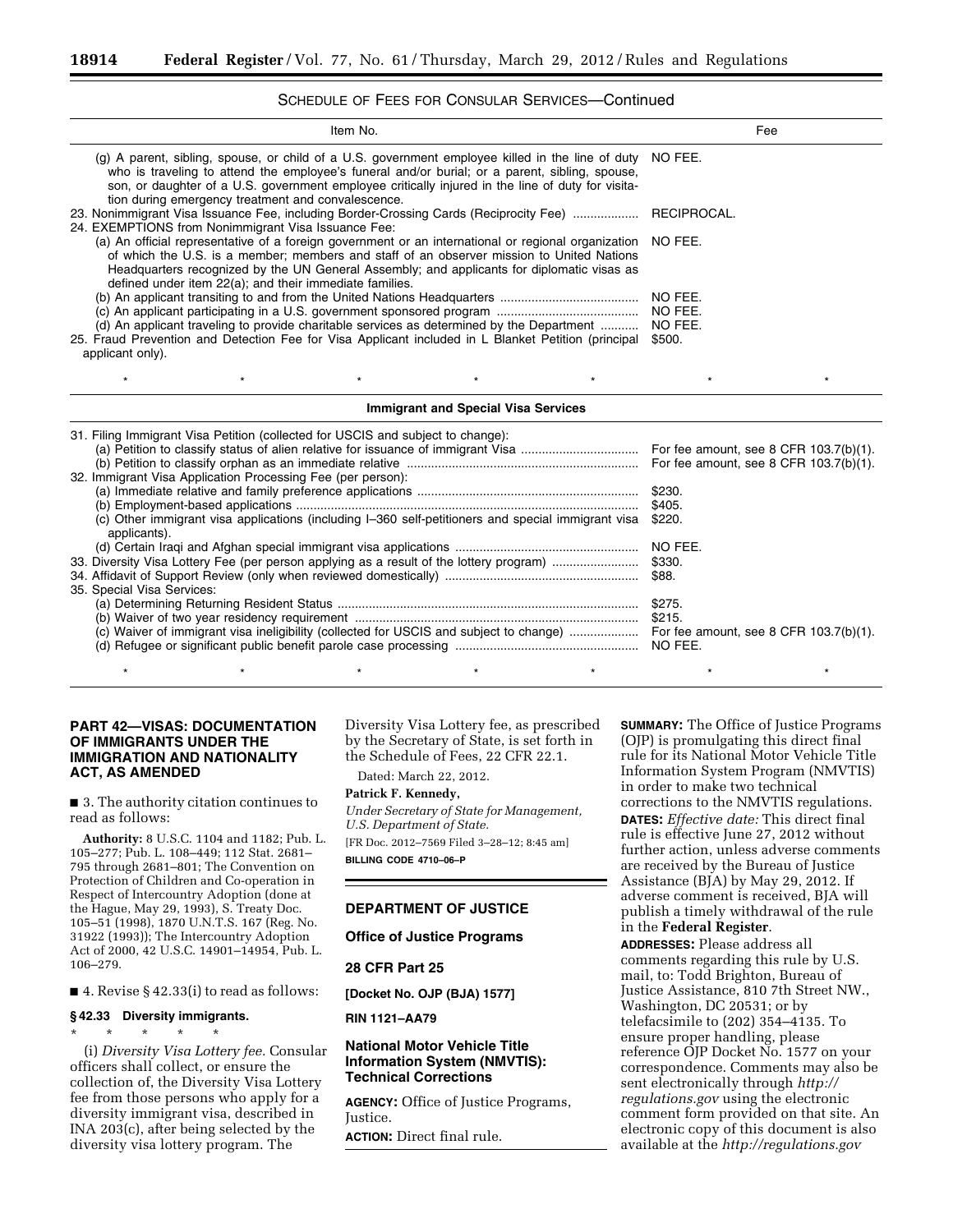SCHEDULE OF FEES FOR CONSULAR SERVICES—Continued

| Item No. | Fee |
|---|---|
| (g) A parent, sibling, spouse, or child of a U.S. government employee killed in the line of duty who is traveling to attend the employee's funeral and/or burial; or a parent, sibling, spouse, son, or daughter of a U.S. government employee critically injured in the line of duty for visitation during emergency treatment and convalescence. | NO FEE. |
| 23. Nonimmigrant Visa Issuance Fee, including Border-Crossing Cards (Reciprocity Fee) | RECIPROCAL. |
| 24. EXEMPTIONS from Nonimmigrant Visa Issuance Fee: | |
| (a) An official representative of a foreign government or an international or regional organization of which the U.S. is a member; members and staff of an observer mission to United Nations Headquarters recognized by the UN General Assembly; and applicants for diplomatic visas as defined under item 22(a); and their immediate families. | NO FEE. |
| (b) An applicant transiting to and from the United Nations Headquarters | NO FEE. |
| (c) An applicant participating in a U.S. government sponsored program | NO FEE. |
| (d) An applicant traveling to provide charitable services as determined by the Department | NO FEE. |
| 25. Fraud Prevention and Detection Fee for Visa Applicant included in L Blanket Petition (principal applicant only). | $500. |
| * * * * * | * * |
| **Immigrant and Special Visa Services** | |
| 31. Filing Immigrant Visa Petition (collected for USCIS and subject to change): | |
| (a) Petition to classify status of alien relative for issuance of immigrant Visa | For fee amount, see 8 CFR 103.7(b)(1). |
| (b) Petition to classify orphan as an immediate relative | For fee amount, see 8 CFR 103.7(b)(1). |
| 32. Immigrant Visa Application Processing Fee (per person): | |
| (a) Immediate relative and family preference applications | $230. |
| (b) Employment-based applications | $405. |
| (c) Other immigrant visa applications (including I–360 self-petitioners and special immigrant visa applicants). | $220. |
| (d) Certain Iraqi and Afghan special immigrant visa applications | NO FEE. |
| 33. Diversity Visa Lottery Fee (per person applying as a result of the lottery program) | $330. |
| 34. Affidavit of Support Review (only when reviewed domestically) | $88. |
| 35. Special Visa Services: | |
| (a) Determining Returning Resident Status | $275. |
| (b) Waiver of two year residency requirement | $215. |
| (c) Waiver of immigrant visa ineligibility (collected for USCIS and subject to change) | For fee amount, see 8 CFR 103.7(b)(1). |
| (d) Refugee or significant public benefit parole case processing | NO FEE. |
| * * * * * | * * |

## PART 42—VISAS: DOCUMENTATION OF IMMIGRANTS UNDER THE IMMIGRATION AND NATIONALITY ACT, AS AMENDED

■ 3. The authority citation continues to read as follows:

**Authority:** 8 U.S.C. 1104 and 1182; Pub. L. 105–277; Pub. L. 108–449; 112 Stat. 2681–795 through 2681–801; The Convention on Protection of Children and Co-operation in Respect of Intercountry Adoption (done at the Hague, May 29, 1993), S. Treaty Doc. 105–51 (1998), 1870 U.N.T.S. 167 (Reg. No. 31922 (1993)); The Intercountry Adoption Act of 2000, 42 U.S.C. 14901–14954, Pub. L. 106–279.

■ 4. Revise § 42.33(i) to read as follows:

**§ 42.33 Diversity immigrants.**

\* \* \* \* \*

(i) *Diversity Visa Lottery fee.* Consular officers shall collect, or ensure the collection of, the Diversity Visa Lottery fee from those persons who apply for a diversity immigrant visa, described in INA 203(c), after being selected by the diversity visa lottery program. The Diversity Visa Lottery fee, as prescribed by the Secretary of State, is set forth in the Schedule of Fees, 22 CFR 22.1.

Dated: March 22, 2012.

**Patrick F. Kennedy,**

*Under Secretary of State for Management, U.S. Department of State.*

[FR Doc. 2012–7569 Filed 3–28–12; 8:45 am]

**BILLING CODE 4710–06–P**

## DEPARTMENT OF JUSTICE

### Office of Justice Programs

### 28 CFR Part 25

**[Docket No. OJP (BJA) 1577]**

**RIN 1121–AA79**

### National Motor Vehicle Title Information System (NMVTIS): Technical Corrections

**AGENCY:** Office of Justice Programs, Justice.

**ACTION:** Direct final rule.

**SUMMARY:** The Office of Justice Programs (OJP) is promulgating this direct final rule for its National Motor Vehicle Title Information System Program (NMVTIS) in order to make two technical corrections to the NMVTIS regulations.

**DATES:** *Effective date:* This direct final rule is effective June 27, 2012 without further action, unless adverse comments are received by the Bureau of Justice Assistance (BJA) by May 29, 2012. If adverse comment is received, BJA will publish a timely withdrawal of the rule in the **Federal Register**.

**ADDRESSES:** Please address all comments regarding this rule by U.S. mail, to: Todd Brighton, Bureau of Justice Assistance, 810 7th Street NW., Washington, DC 20531; or by telefacsimile to (202) 354–4135. To ensure proper handling, please reference OJP Docket No. 1577 on your correspondence. Comments may also be sent electronically through *http://regulations.gov* using the electronic comment form provided on that site. An electronic copy of this document is also available at the *http://regulations.gov*